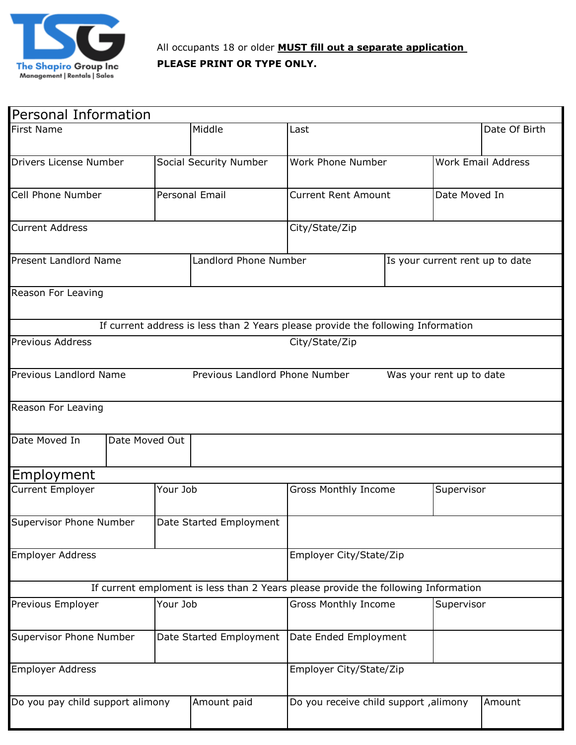The Shapiro Group Inc
Management | Rentals | Sales

All occupants 18 or older **MUST fill out a separate application**

**PLEASE PRINT OR TYPE ONLY.**

## Personal Information

| First Name | Middle | Last | Date Of Birth |
|---|---|---|---|
| | | | |

| Drivers License Number | Social Security Number | Work Phone Number | Work Email Address |
|---|---|---|---|
| | | | |

| Cell Phone Number | Personal Email | Current Rent Amount | Date Moved In |
|---|---|---|---|
| | | | |

| Current Address | City/State/Zip |
|---|---|
| | |

| Present Landlord Name | Landlord Phone Number | Is your current rent up to date |
|---|---|---|
| | | |

| Reason For Leaving |
|---|
| |

If current address is less than 2 Years please provide the following Information

| Previous Address | City/State/Zip |
|---|---|
| | |

| Previous Landlord Name | Previous Landlord Phone Number | Was your rent up to date |
|---|---|---|
| | | |

| Reason For Leaving |
|---|
| |

| Date Moved In | Date Moved Out | |
|---|---|---|
| | | |

## Employment

| Current Employer | Your Job | Gross Monthly Income | Supervisor |
|---|---|---|---|
| | | | |

| Supervisor Phone Number | Date Started Employment | |
|---|---|---|
| | | |

| Employer Address | Employer City/State/Zip |
|---|---|
| | |

If current emploment is less than 2 Years please provide the following Information

| Previous Employer | Your Job | Gross Monthly Income | Supervisor |
|---|---|---|---|
| | | | |

| Supervisor Phone Number | Date Started Employment | Date Ended Employment | |
|---|---|---|---|
| | | | |

| Employer Address | Employer City/State/Zip |
|---|---|
| | |

| Do you pay child support alimony | Amount paid | Do you receive child support ,alimony | Amount |
|---|---|---|---|
| | | | |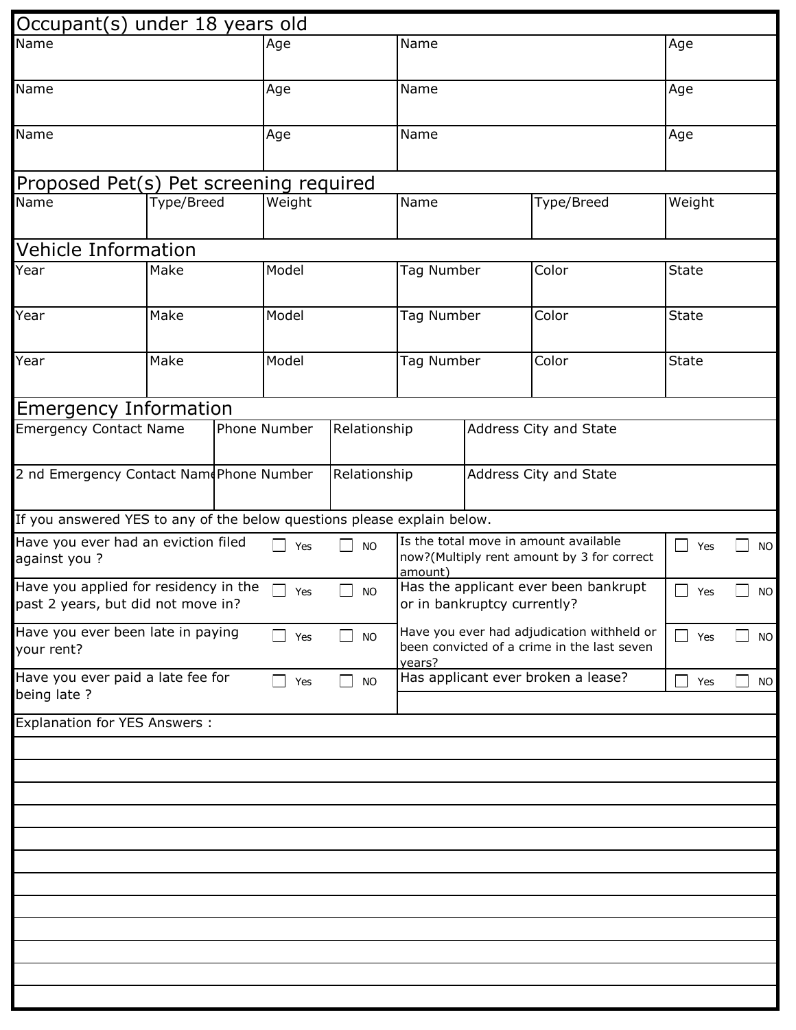## Occupant(s) under 18 years old

| Name | Age | Name | Age |
|---|---|---|---|
| | | | |
| | | | |
| | | | |

## Proposed Pet(s) Pet screening required

| Name | Type/Breed | Weight | Name | Type/Breed | Weight |
|---|---|---|---|---|---|
| | | | | | |

## Vehicle Information

| Year | Make | Model | Tag Number | Color | State |
|---|---|---|---|---|---|
| | | | | | |
| | | | | | |
| | | | | | |

## Emergency Information

| Emergency Contact Name | Phone Number | Relationship | Address City and State |
|---|---|---|---|
| | | | |

| 2 nd Emergency Contact Name | Phone Number | Relationship | Address City and State |
|---|---|---|---|
| | | | |

If you answered YES to any of the below questions please explain below.

| Question | Yes | NO | Question | Yes | NO |
|---|---|---|---|---|---|
| Have you ever had an eviction filed against you ? | ☐ Yes | ☐ NO | Is the total move in amount available now?(Multiply rent amount by 3 for correct amount) | ☐ Yes | ☐ NO |
| Have you applied for residency in the past 2 years, but did not move in? | ☐ Yes | ☐ NO | Has the applicant ever been bankrupt or in bankruptcy currently? | ☐ Yes | ☐ NO |
| Have you ever been late in paying your rent? | ☐ Yes | ☐ NO | Have you ever had adjudication withheld or been convicted of a crime in the last seven years? | ☐ Yes | ☐ NO |
| Have you ever paid a late fee for being late ? | ☐ Yes | ☐ NO | Has applicant ever broken a lease? | ☐ Yes | ☐ NO |

Explanation for YES Answers :

______________________________________________________________________

______________________________________________________________________

______________________________________________________________________

______________________________________________________________________

______________________________________________________________________

______________________________________________________________________

______________________________________________________________________

______________________________________________________________________

______________________________________________________________________

______________________________________________________________________

______________________________________________________________________

______________________________________________________________________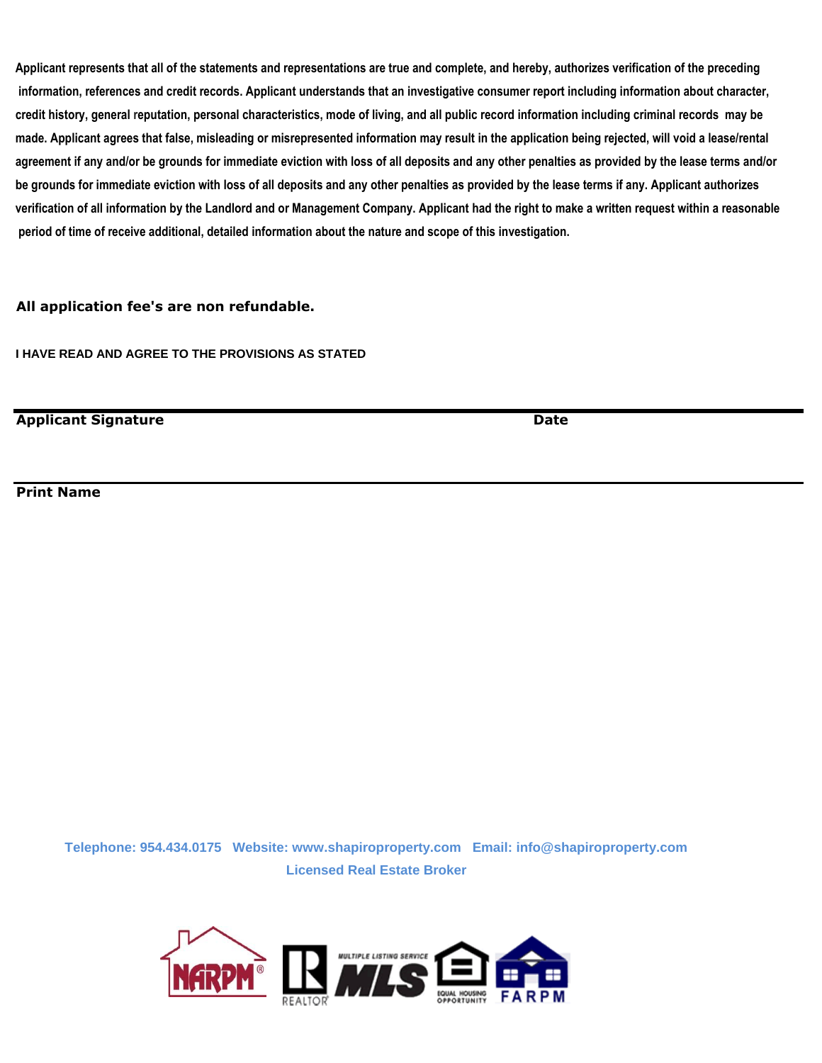**Applicant represents that all of the statements and representations are true and complete, and hereby, authorizes verification of the preceding information, references and credit records. Applicant understands that an investigative consumer report including information about character, credit history, general reputation, personal characteristics, mode of living, and all public record information including criminal records may be made. Applicant agrees that false, misleading or misrepresented information may result in the application being rejected, will void a lease/rental agreement if any and/or be grounds for immediate eviction with loss of all deposits and any other penalties as provided by the lease terms and/or be grounds for immediate eviction with loss of all deposits and any other penalties as provided by the lease terms if any. Applicant authorizes verification of all information by the Landlord and or Management Company. Applicant had the right to make a written request within a reasonable period of time of receive additional, detailed information about the nature and scope of this investigation.**

**All application fee's are non refundable.**

**I HAVE READ AND AGREE TO THE PROVISIONS AS STATED**

---

**Applicant Signature** **Date**

---

**Print Name**

**Telephone: 954.434.0175 Website: www.shapiroproperty.com Email: info@shapiroproperty.com**

**Licensed Real Estate Broker**

NARPM®

REALTOR®

MULTIPLE LISTING SERVICE MLS

EQUAL HOUSING OPPORTUNITY

FARPM